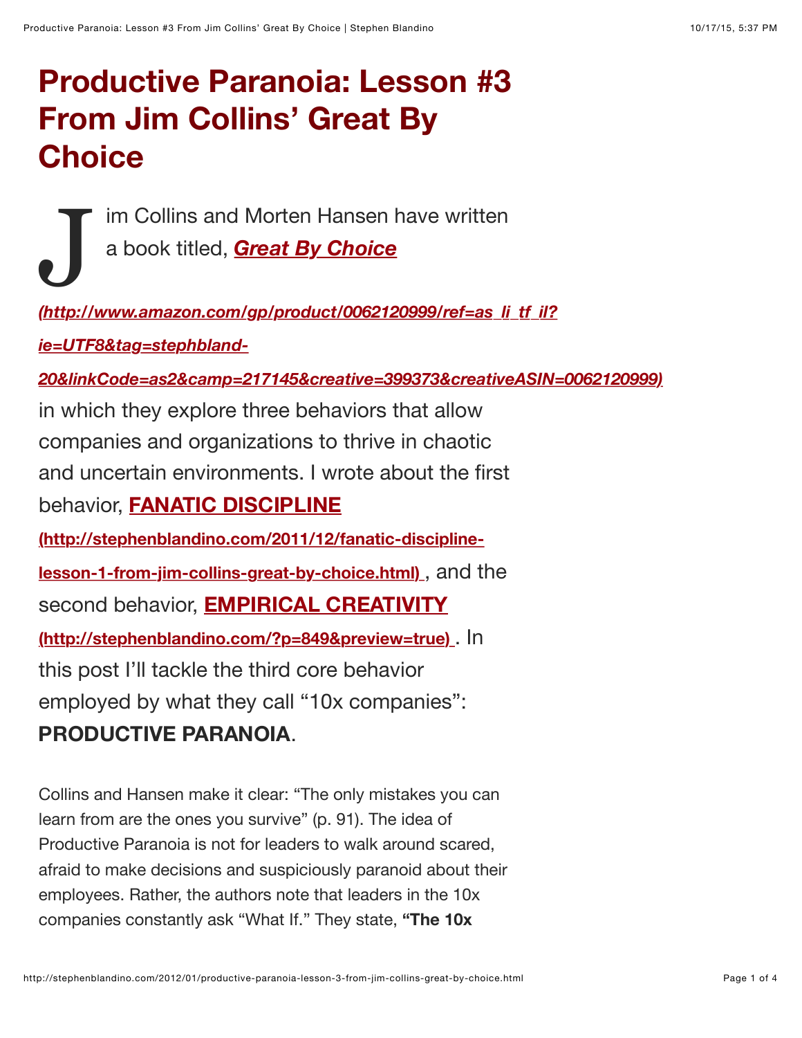# Productive Paranoia: Lesson #3 From Jim Collins' Great By Choice

Jim Collins and Morten Hansen have written a book titled, ***Great By Choice* (http://www.amazon.com/gp/product/0062120999/ref=as_li_tf_il?ie=UTF8&tag=stephbland-20&linkCode=as2&camp=217145&creative=399373&creativeASIN=0062120999)** in which they explore three behaviors that allow companies and organizations to thrive in chaotic and uncertain environments. I wrote about the first behavior, **FANATIC DISCIPLINE (http://stephenblandino.com/2011/12/fanatic-discipline-lesson-1-from-jim-collins-great-by-choice.html)** , and the second behavior, **EMPIRICAL CREATIVITY (http://stephenblandino.com/?p=849&preview=true)** . In this post I'll tackle the third core behavior employed by what they call "10x companies": **PRODUCTIVE PARANOIA**.

Collins and Hansen make it clear: "The only mistakes you can learn from are the ones you survive" (p. 91). The idea of Productive Paranoia is not for leaders to walk around scared, afraid to make decisions and suspiciously paranoid about their employees. Rather, the authors note that leaders in the 10x companies constantly ask "What If." They state, **"The 10x**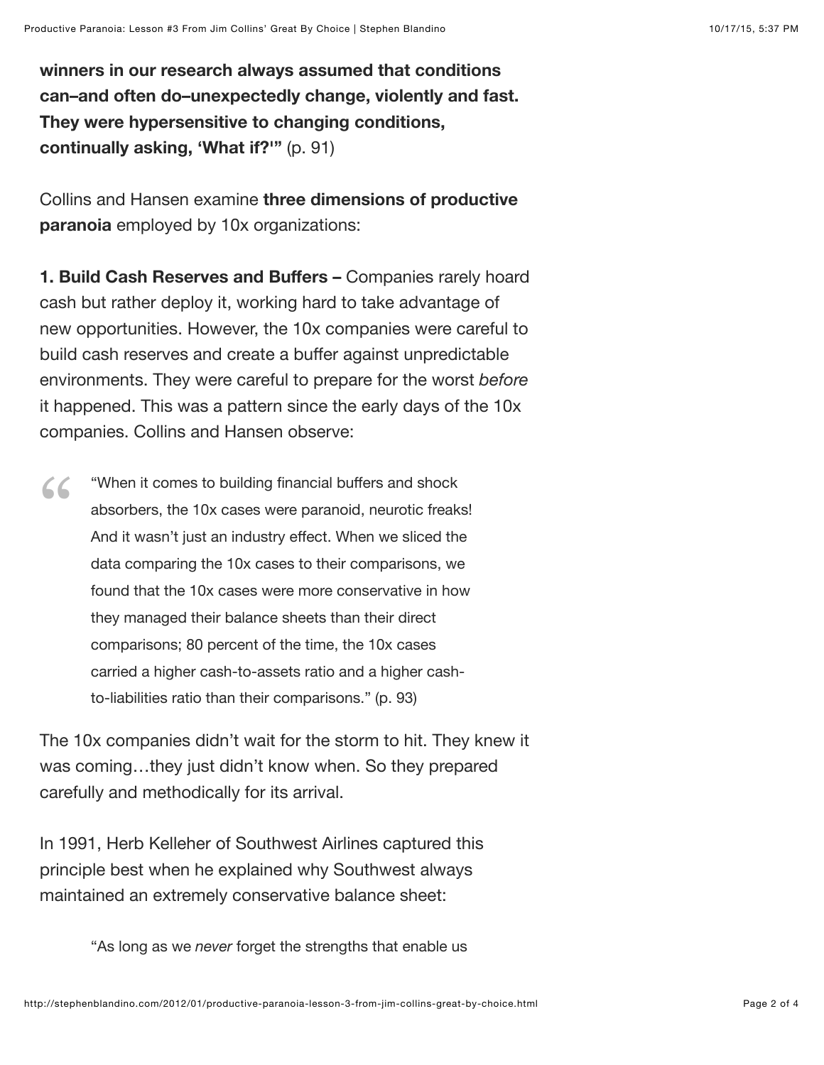**winners in our research always assumed that conditions can–and often do–unexpectedly change, violently and fast. They were hypersensitive to changing conditions, continually asking, 'What if?'"** (p. 91)

Collins and Hansen examine **three dimensions of productive paranoia** employed by 10x organizations:

**1. Build Cash Reserves and Buffers –** Companies rarely hoard cash but rather deploy it, working hard to take advantage of new opportunities. However, the 10x companies were careful to build cash reserves and create a buffer against unpredictable environments. They were careful to prepare for the worst *before* it happened. This was a pattern since the early days of the 10x companies. Collins and Hansen observe:

> "When it comes to building financial buffers and shock absorbers, the 10x cases were paranoid, neurotic freaks! And it wasn't just an industry effect. When we sliced the data comparing the 10x cases to their comparisons, we found that the 10x cases were more conservative in how they managed their balance sheets than their direct comparisons; 80 percent of the time, the 10x cases carried a higher cash-to-assets ratio and a higher cash-to-liabilities ratio than their comparisons." (p. 93)

The 10x companies didn't wait for the storm to hit. They knew it was coming…they just didn't know when. So they prepared carefully and methodically for its arrival.

In 1991, Herb Kelleher of Southwest Airlines captured this principle best when he explained why Southwest always maintained an extremely conservative balance sheet:

> "As long as we *never* forget the strengths that enable us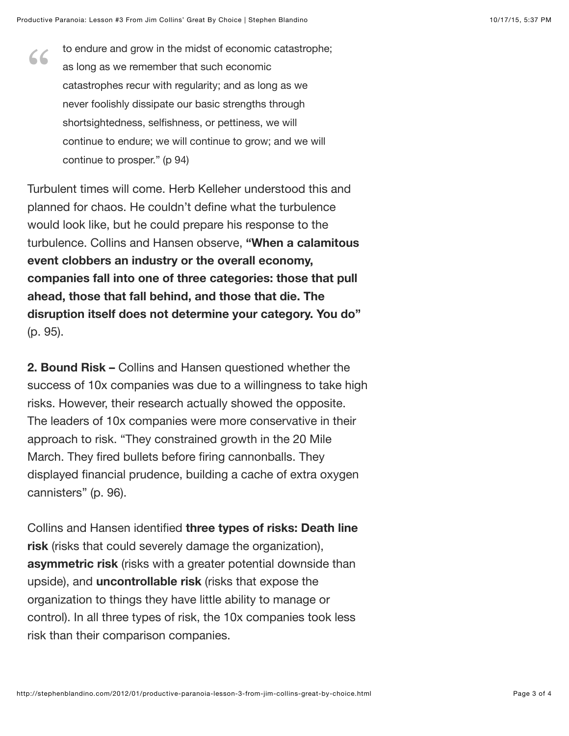> to endure and grow in the midst of economic catastrophe; as long as we remember that such economic catastrophes recur with regularity; and as long as we never foolishly dissipate our basic strengths through shortsightedness, selfishness, or pettiness, we will continue to endure; we will continue to grow; and we will continue to prosper." (p 94)

Turbulent times will come. Herb Kelleher understood this and planned for chaos. He couldn't define what the turbulence would look like, but he could prepare his response to the turbulence. Collins and Hansen observe, **"When a calamitous event clobbers an industry or the overall economy, companies fall into one of three categories: those that pull ahead, those that fall behind, and those that die. The disruption itself does not determine your category. You do"** (p. 95).

**2. Bound Risk –** Collins and Hansen questioned whether the success of 10x companies was due to a willingness to take high risks. However, their research actually showed the opposite. The leaders of 10x companies were more conservative in their approach to risk. "They constrained growth in the 20 Mile March. They fired bullets before firing cannonballs. They displayed financial prudence, building a cache of extra oxygen cannisters" (p. 96).

Collins and Hansen identified **three types of risks: Death line risk** (risks that could severely damage the organization), **asymmetric risk** (risks with a greater potential downside than upside), and **uncontrollable risk** (risks that expose the organization to things they have little ability to manage or control). In all three types of risk, the 10x companies took less risk than their comparison companies.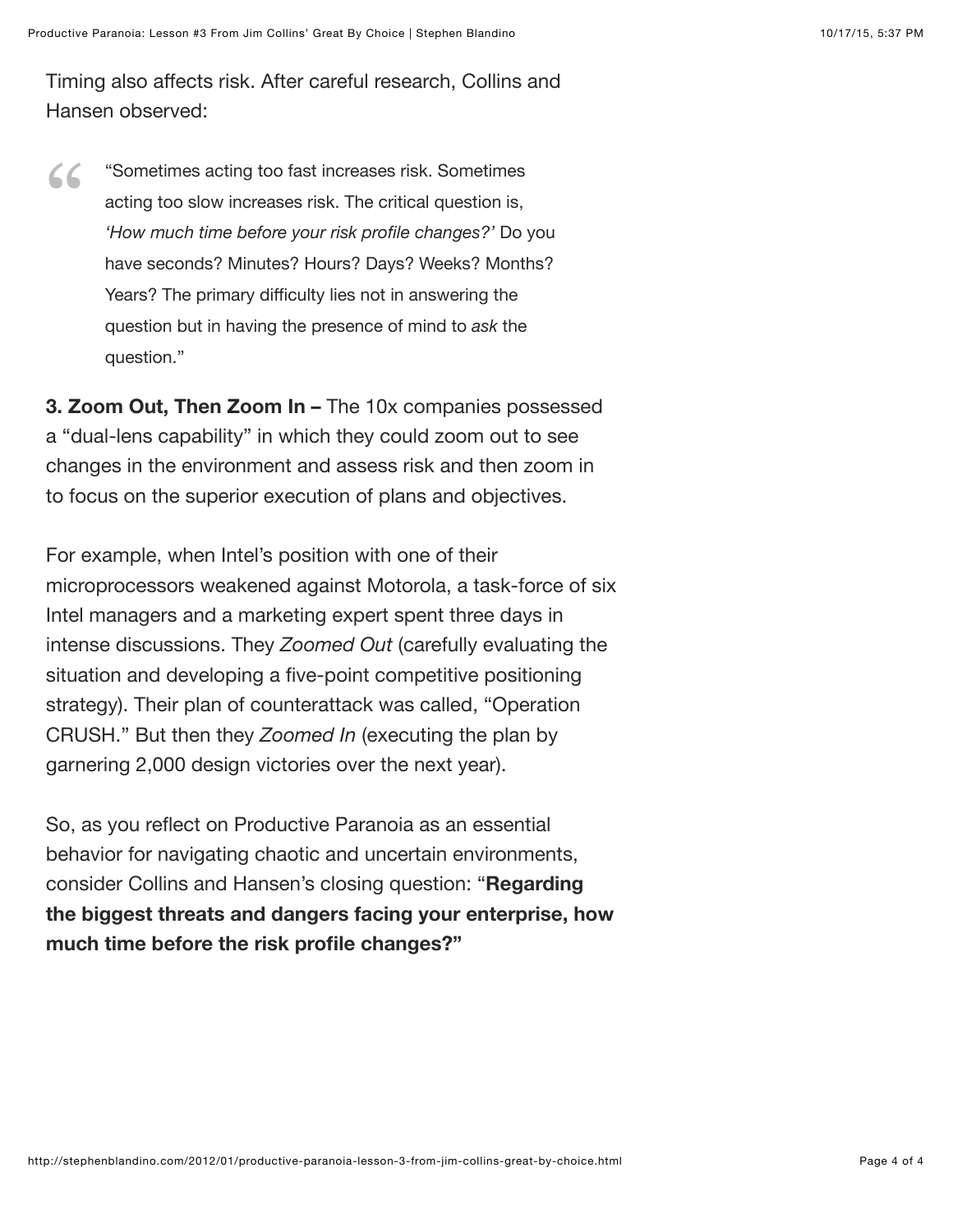Timing also affects risk. After careful research, Collins and Hansen observed:

> "Sometimes acting too fast increases risk. Sometimes acting too slow increases risk. The critical question is, *'How much time before your risk profile changes?'* Do you have seconds? Minutes? Hours? Days? Weeks? Months? Years? The primary difficulty lies not in answering the question but in having the presence of mind to *ask* the question."

**3. Zoom Out, Then Zoom In –** The 10x companies possessed a "dual-lens capability" in which they could zoom out to see changes in the environment and assess risk and then zoom in to focus on the superior execution of plans and objectives.

For example, when Intel's position with one of their microprocessors weakened against Motorola, a task-force of six Intel managers and a marketing expert spent three days in intense discussions. They *Zoomed Out* (carefully evaluating the situation and developing a five-point competitive positioning strategy). Their plan of counterattack was called, "Operation CRUSH." But then they *Zoomed In* (executing the plan by garnering 2,000 design victories over the next year).

So, as you reflect on Productive Paranoia as an essential behavior for navigating chaotic and uncertain environments, consider Collins and Hansen's closing question: "**Regarding the biggest threats and dangers facing your enterprise, how much time before the risk profile changes?"**